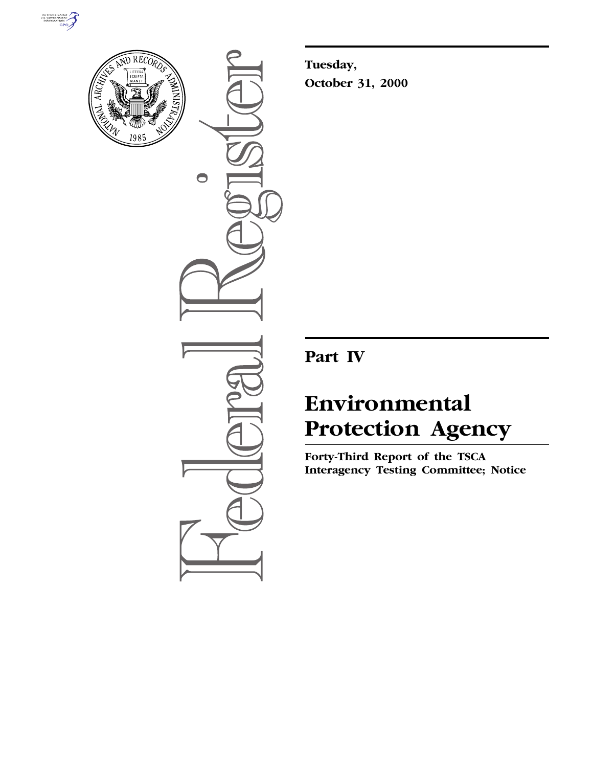Tuesday,

October 31, 2000

# Part IV

# Environmental Protection Agency

**Forty-Third Report of the TSCA Interagency Testing Committee; Notice**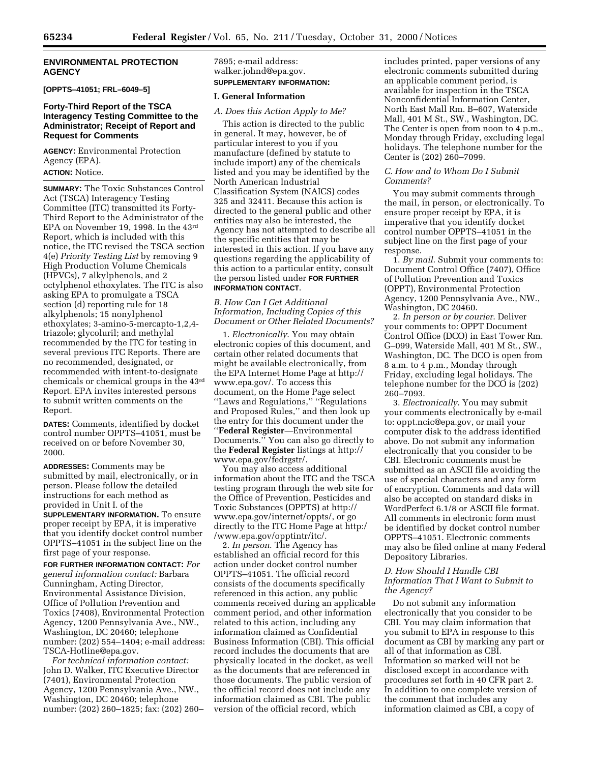## ENVIRONMENTAL PROTECTION AGENCY

**[OPPTS–41051; FRL–6049–5]**

### Forty-Third Report of the TSCA Interagency Testing Committee to the Administrator; Receipt of Report and Request for Comments

**AGENCY:** Environmental Protection Agency (EPA).

**ACTION:** Notice.

**SUMMARY:** The Toxic Substances Control Act (TSCA) Interagency Testing Committee (ITC) transmitted its Forty-Third Report to the Administrator of the EPA on November 19, 1998. In the 43rd Report, which is included with this notice, the ITC revised the TSCA section 4(e) *Priority Testing List* by removing 9 High Production Volume Chemicals (HPVCs), 7 alkylphenols, and 2 octylphenol ethoxylates. The ITC is also asking EPA to promulgate a TSCA section (d) reporting rule for 18 alkylphenols; 15 nonylphenol ethoxylates; 3-amino-5-mercapto-1,2,4-triazole; glycoluril; and methylal recommended by the ITC for testing in several previous ITC Reports. There are no recommended, designated, or recommended with intent-to-designate chemicals or chemical groups in the 43rd Report. EPA invites interested persons to submit written comments on the Report.

**DATES:** Comments, identified by docket control number OPPTS–41051, must be received on or before November 30, 2000.

**ADDRESSES:** Comments may be submitted by mail, electronically, or in person. Please follow the detailed instructions for each method as provided in Unit I. of the **SUPPLEMENTARY INFORMATION.** To ensure proper receipt by EPA, it is imperative that you identify docket control number OPPTS–41051 in the subject line on the first page of your response.

**FOR FURTHER INFORMATION CONTACT:** *For general information contact:* Barbara Cunningham, Acting Director, Environmental Assistance Division, Office of Pollution Prevention and Toxics (7408), Environmental Protection Agency, 1200 Pennsylvania Ave., NW., Washington, DC 20460; telephone number: (202) 554–1404; e-mail address: TSCA-Hotline@epa.gov.

*For technical information contact:* John D. Walker, ITC Executive Director (7401), Environmental Protection Agency, 1200 Pennsylvania Ave., NW., Washington, DC 20460; telephone number: (202) 260–1825; fax: (202) 260–7895; e-mail address: walker.johnd@epa.gov.

**SUPPLEMENTARY INFORMATION:**

#### I. General Information

##### *A. Does this Action Apply to Me?*

This action is directed to the public in general. It may, however, be of particular interest to you if you manufacture (defined by statute to include import) any of the chemicals listed and you may be identified by the North American Industrial Classification System (NAICS) codes 325 and 32411. Because this action is directed to the general public and other entities may also be interested, the Agency has not attempted to describe all the specific entities that may be interested in this action. If you have any questions regarding the applicability of this action to a particular entity, consult the person listed under **FOR FURTHER INFORMATION CONTACT**.

##### *B. How Can I Get Additional Information, Including Copies of this Document or Other Related Documents?*

1. *Electronically*. You may obtain electronic copies of this document, and certain other related documents that might be available electronically, from the EPA Internet Home Page at http://www.epa.gov/. To access this document, on the Home Page select ''Laws and Regulations,'' ''Regulations and Proposed Rules,'' and then look up the entry for this document under the ''**Federal Register**—Environmental Documents.'' You can also go directly to the **Federal Register** listings at http://www.epa.gov/fedrgstr/.

You may also access additional information about the ITC and the TSCA testing program through the web site for the Office of Prevention, Pesticides and Toxic Substances (OPPTS) at http://www.epa.gov/internet/oppts/, or go directly to the ITC Home Page at http://www.epa.gov/opptintr/itc/.

2. *In person*. The Agency has established an official record for this action under docket control number OPPTS–41051. The official record consists of the documents specifically referenced in this action, any public comments received during an applicable comment period, and other information related to this action, including any information claimed as Confidential Business Information (CBI). This official record includes the documents that are physically located in the docket, as well as the documents that are referenced in those documents. The public version of the official record does not include any information claimed as CBI. The public version of the official record, which includes printed, paper versions of any electronic comments submitted during an applicable comment period, is available for inspection in the TSCA Nonconfidential Information Center, North East Mall Rm. B–607, Waterside Mall, 401 M St., SW., Washington, DC. The Center is open from noon to 4 p.m., Monday through Friday, excluding legal holidays. The telephone number for the Center is (202) 260–7099.

##### *C. How and to Whom Do I Submit Comments?*

You may submit comments through the mail, in person, or electronically. To ensure proper receipt by EPA, it is imperative that you identify docket control number OPPTS–41051 in the subject line on the first page of your response.

1. *By mail*. Submit your comments to: Document Control Office (7407), Office of Pollution Prevention and Toxics (OPPT), Environmental Protection Agency, 1200 Pennsylvania Ave., NW., Washington, DC 20460.

2. *In person or by courier*. Deliver your comments to: OPPT Document Control Office (DCO) in East Tower Rm. G–099, Waterside Mall, 401 M St., SW., Washington, DC. The DCO is open from 8 a.m. to 4 p.m., Monday through Friday, excluding legal holidays. The telephone number for the DCO is (202) 260–7093.

3. *Electronically*. You may submit your comments electronically by e-mail to: oppt.ncic@epa.gov, or mail your computer disk to the address identified above. Do not submit any information electronically that you consider to be CBI. Electronic comments must be submitted as an ASCII file avoiding the use of special characters and any form of encryption. Comments and data will also be accepted on standard disks in WordPerfect 6.1/8 or ASCII file format. All comments in electronic form must be identified by docket control number OPPTS–41051. Electronic comments may also be filed online at many Federal Depository Libraries.

##### *D. How Should I Handle CBI Information That I Want to Submit to the Agency?*

Do not submit any information electronically that you consider to be CBI. You may claim information that you submit to EPA in response to this document as CBI by marking any part or all of that information as CBI. Information so marked will not be disclosed except in accordance with procedures set forth in 40 CFR part 2. In addition to one complete version of the comment that includes any information claimed as CBI, a copy of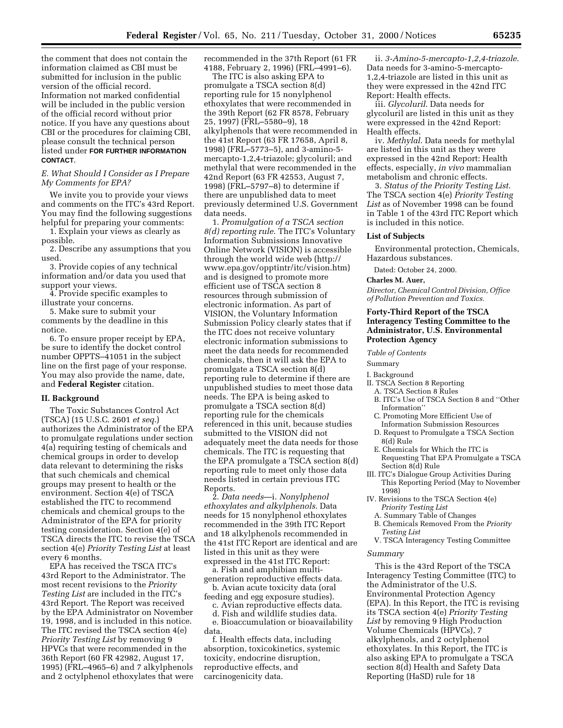the comment that does not contain the information claimed as CBI must be submitted for inclusion in the public version of the official record. Information not marked confidential will be included in the public version of the official record without prior notice. If you have any questions about CBI or the procedures for claiming CBI, please consult the technical person listed under **FOR FURTHER INFORMATION CONTACT**.

### *E. What Should I Consider as I Prepare My Comments for EPA?*

We invite you to provide your views and comments on the ITC's 43rd Report. You may find the following suggestions helpful for preparing your comments:

1. Explain your views as clearly as possible.
2. Describe any assumptions that you used.
3. Provide copies of any technical information and/or data you used that support your views.
4. Provide specific examples to illustrate your concerns.
5. Make sure to submit your comments by the deadline in this notice.
6. To ensure proper receipt by EPA, be sure to identify the docket control number OPPTS–41051 in the subject line on the first page of your response. You may also provide the name, date, and **Federal Register** citation.

## II. Background

The Toxic Substances Control Act (TSCA) (15 U.S.C. 2601 *et seq.*) authorizes the Administrator of the EPA to promulgate regulations under section 4(a) requiring testing of chemicals and chemical groups in order to develop data relevant to determining the risks that such chemicals and chemical groups may present to health or the environment. Section 4(e) of TSCA established the ITC to recommend chemicals and chemical groups to the Administrator of the EPA for priority testing consideration. Section 4(e) of TSCA directs the ITC to revise the TSCA section 4(e) *Priority Testing List* at least every 6 months.

EPA has received the TSCA ITC's 43rd Report to the Administrator. The most recent revisions to the *Priority Testing List* are included in the ITC's 43rd Report. The Report was received by the EPA Administrator on November 19, 1998, and is included in this notice. The ITC revised the TSCA section 4(e) *Priority Testing List* by removing 9 HPVCs that were recommended in the 36th Report (60 FR 42982, August 17, 1995) (FRL–4965–6) and 7 alkylphenols and 2 octylphenol ethoxylates that were recommended in the 37th Report (61 FR 4188, February 2, 1996) (FRL–4991–6).

The ITC is also asking EPA to promulgate a TSCA section 8(d) reporting rule for 15 nonylphenol ethoxylates that were recommended in the 39th Report (62 FR 8578, February 25, 1997) (FRL–5580–9), 18 alkylphenols that were recommended in the 41st Report (63 FR 17658, April 8, 1998) (FRL–5773–5), and 3-amino-5-mercapto-1,2,4-triazole; glycoluril; and methylal that were recommended in the 42nd Report (63 FR 42553, August 7, 1998) (FRL–5797–8) to determine if there are unpublished data to meet previously determined U.S. Government data needs.

1. *Promulgation of a TSCA section 8(d) reporting rule*. The ITC's Voluntary Information Submissions Innovative Online Network (VISION) is accessible through the world wide web (http://www.epa.gov/opptintr/itc/vision.htm) and is designed to promote more efficient use of TSCA section 8 resources through submission of electronic information. As part of VISION, the Voluntary Information Submission Policy clearly states that if the ITC does not receive voluntary electronic information submissions to meet the data needs for recommended chemicals, then it will ask the EPA to promulgate a TSCA section 8(d) reporting rule to determine if there are unpublished studies to meet those data needs. The EPA is being asked to promulgate a TSCA section 8(d) reporting rule for the chemicals referenced in this unit, because studies submitted to the VISION did not adequately meet the data needs for those chemicals. The ITC is requesting that the EPA promulgate a TSCA section 8(d) reporting rule to meet only those data needs listed in certain previous ITC Reports.

2. *Data needs*—i. *Nonylphenol ethoxylates and alkylphenols*. Data needs for 15 nonylphenol ethoxylates recommended in the 39th ITC Report and 18 alkylphenols recommended in the 41st ITC Report are identical and are listed in this unit as they were expressed in the 41st ITC Report:

a. Fish and amphibian multi-generation reproductive effects data.

b. Avian acute toxicity data (oral feeding and egg exposure studies).

c. Avian reproductive effects data.

d. Fish and wildlife studies data.

e. Bioaccumulation or bioavailability data.

f. Health effects data, including absorption, toxicokinetics, systemic toxicity, endocrine disruption, reproductive effects, and carcinogenicity data.

ii. *3-Amino-5-mercapto-1,2,4-triazole*. Data needs for 3-amino-5-mercapto-1,2,4-triazole are listed in this unit as they were expressed in the 42nd ITC Report: Health effects.

iii. *Glycoluril*. Data needs for glycoluril are listed in this unit as they were expressed in the 42nd Report: Health effects.

iv. *Methylal*. Data needs for methylal are listed in this unit as they were expressed in the 42nd Report: Health effects, especially, *in vivo* mammalian metabolism and chronic effects.

3. *Status of the Priority Testing List*. The TSCA section 4(e) *Priority Testing List* as of November 1998 can be found in Table 1 of the 43rd ITC Report which is included in this notice.

### List of Subjects

Environmental protection, Chemicals, Hazardous substances.

Dated: October 24, 2000.

**Charles M. Auer,**

*Director, Chemical Control Division, Office of Pollution Prevention and Toxics.*

## Forty-Third Report of the TSCA Interagency Testing Committee to the Administrator, U.S. Environmental Protection Agency

*Table of Contents*

Summary

I. Background
II. TSCA Section 8 Reporting
  A. TSCA Section 8 Rules
  B. ITC's Use of TSCA Section 8 and "Other Information"
  C. Promoting More Efficient Use of Information Submission Resources
  D. Request to Promulgate a TSCA Section 8(d) Rule
  E. Chemicals for Which the ITC is Requesting That EPA Promulgate a TSCA Section 8(d) Rule
III. ITC's Dialogue Group Activities During This Reporting Period (May to November 1998)
IV. Revisions to the TSCA Section 4(e) *Priority Testing List*
  A. Summary Table of Changes
  B. Chemicals Removed From the *Priority Testing List*
V. TSCA Interagency Testing Committee

### *Summary*

This is the 43rd Report of the TSCA Interagency Testing Committee (ITC) to the Administrator of the U.S. Environmental Protection Agency (EPA). In this Report, the ITC is revising its TSCA section 4(e) *Priority Testing List* by removing 9 High Production Volume Chemicals (HPVCs), 7 alkylphenols, and 2 octylphenol ethoxylates. In this Report, the ITC is also asking EPA to promulgate a TSCA section 8(d) Health and Safety Data Reporting (HaSD) rule for 18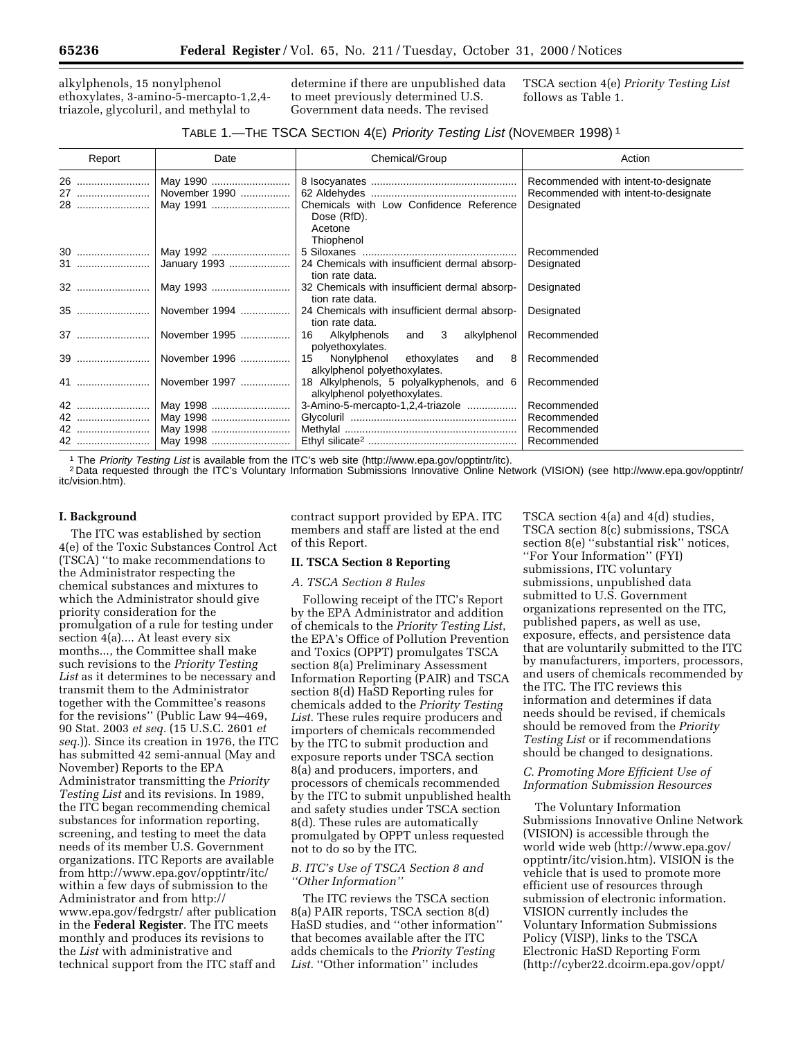alkylphenols, 15 nonylphenol ethoxylates, 3-amino-5-mercapto-1,2,4-triazole, glycoluril, and methylal to determine if there are unpublished data to meet previously determined U.S. Government data needs. The revised TSCA section 4(e) *Priority Testing List* follows as Table 1.

TABLE 1.—THE TSCA SECTION 4(E) *Priority Testing List* (NOVEMBER 1998) [1]

| Report | Date | Chemical/Group | Action |
|---|---|---|---|
| 26 | May 1990 | 8 Isocyanates | Recommended with intent-to-designate |
| 27 | November 1990 | 62 Aldehydes | Recommended with intent-to-designate |
| 28 | May 1991 | Chemicals with Low Confidence Reference Dose (RfD). Acetone Thiophenol | Designated |
| 30 | May 1992 | 5 Siloxanes | Recommended |
| 31 | January 1993 | 24 Chemicals with insufficient dermal absorption rate data. | Designated |
| 32 | May 1993 | 32 Chemicals with insufficient dermal absorption rate data. | Designated |
| 35 | November 1994 | 24 Chemicals with insufficient dermal absorption rate data. | Designated |
| 37 | November 1995 | 16 Alkylphenols and 3 alkylphenol polyethoxylates. | Recommended |
| 39 | November 1996 | 15 Nonylphenol ethoxylates and 8 alkylphenol polyethoxylates. | Recommended |
| 41 | November 1997 | 18 Alkylphenols, 5 polyalkyphenols, and 6 alkylphenol polyethoxylates. | Recommended |
| 42 | May 1998 | 3-Amino-5-mercapto-1,2,4-triazole | Recommended |
| 42 | May 1998 | Glycoluril | Recommended |
| 42 | May 1998 | Methylal | Recommended |
| 42 | May 1998 | Ethyl silicate[2] | Recommended |

[1] The *Priority Testing List* is available from the ITC's web site (http://www.epa.gov/opptintr/itc).

[2] Data requested through the ITC's Voluntary Information Submissions Innovative Online Network (VISION) (see http://www.epa.gov/opptintr/itc/vision.htm).

**I. Background**

The ITC was established by section 4(e) of the Toxic Substances Control Act (TSCA) ''to make recommendations to the Administrator respecting the chemical substances and mixtures to which the Administrator should give priority consideration for the promulgation of a rule for testing under section 4(a).... At least every six months..., the Committee shall make such revisions to the *Priority Testing List* as it determines to be necessary and transmit them to the Administrator together with the Committee's reasons for the revisions'' (Public Law 94–469, 90 Stat. 2003 *et seq.* (15 U.S.C. 2601 *et seq.*)). Since its creation in 1976, the ITC has submitted 42 semi-annual (May and November) Reports to the EPA Administrator transmitting the *Priority Testing List* and its revisions. In 1989, the ITC began recommending chemical substances for information reporting, screening, and testing to meet the data needs of its member U.S. Government organizations. ITC Reports are available from http://www.epa.gov/opptintr/itc/ within a few days of submission to the Administrator and from http://www.epa.gov/fedrgstr/ after publication in the **Federal Register**. The ITC meets monthly and produces its revisions to the *List* with administrative and technical support from the ITC staff and contract support provided by EPA. ITC members and staff are listed at the end of this Report.

**II. TSCA Section 8 Reporting**

*A. TSCA Section 8 Rules*

Following receipt of the ITC's Report by the EPA Administrator and addition of chemicals to the *Priority Testing List*, the EPA's Office of Pollution Prevention and Toxics (OPPT) promulgates TSCA section 8(a) Preliminary Assessment Information Reporting (PAIR) and TSCA section 8(d) HaSD Reporting rules for chemicals added to the *Priority Testing List*. These rules require producers and importers of chemicals recommended by the ITC to submit production and exposure reports under TSCA section 8(a) and producers, importers, and processors of chemicals recommended by the ITC to submit unpublished health and safety studies under TSCA section 8(d). These rules are automatically promulgated by OPPT unless requested not to do so by the ITC.

*B. ITC's Use of TSCA Section 8 and ''Other Information''*

The ITC reviews the TSCA section 8(a) PAIR reports, TSCA section 8(d) HaSD studies, and ''other information'' that becomes available after the ITC adds chemicals to the *Priority Testing List*. ''Other information'' includes TSCA section 4(a) and 4(d) studies, TSCA section 8(c) submissions, TSCA section 8(e) ''substantial risk'' notices, ''For Your Information'' (FYI) submissions, ITC voluntary submissions, unpublished data submitted to U.S. Government organizations represented on the ITC, published papers, as well as use, exposure, effects, and persistence data that are voluntarily submitted to the ITC by manufacturers, importers, processors, and users of chemicals recommended by the ITC. The ITC reviews this information and determines if data needs should be revised, if chemicals should be removed from the *Priority Testing List* or if recommendations should be changed to designations.

*C. Promoting More Efficient Use of Information Submission Resources*

The Voluntary Information Submissions Innovative Online Network (VISION) is accessible through the world wide web (http://www.epa.gov/opptintr/itc/vision.htm). VISION is the vehicle that is used to promote more efficient use of resources through submission of electronic information. VISION currently includes the Voluntary Information Submissions Policy (VISP), links to the TSCA Electronic HaSD Reporting Form (http://cyber22.dcoirm.epa.gov/oppt/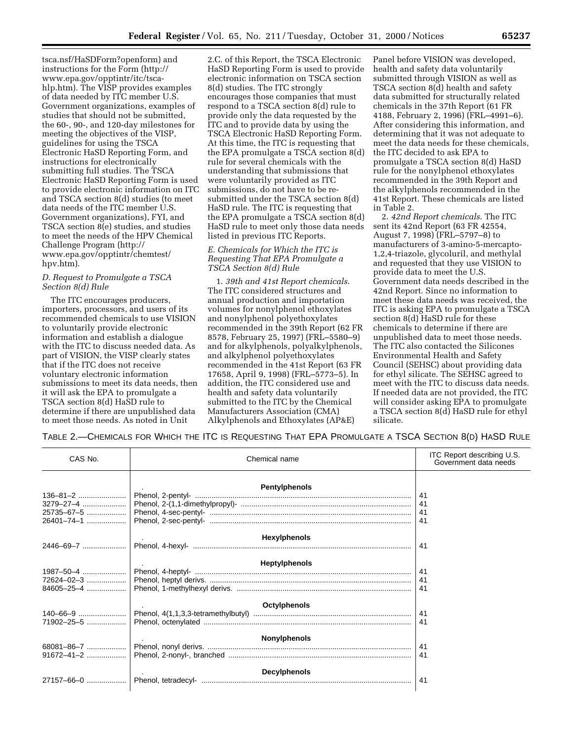tsca.nsf/HaSDForm?openform) and instructions for the Form (http://www.epa.gov/opptintr/itc/tsca-hlp.htm). The VISP provides examples of data needed by ITC member U.S. Government organizations, examples of studies that should not be submitted, the 60-, 90-, and 120-day milestones for meeting the objectives of the VISP, guidelines for using the TSCA Electronic HaSD Reporting Form, and instructions for electronically submitting full studies. The TSCA Electronic HaSD Reporting Form is used to provide electronic information on ITC and TSCA section 8(d) studies (to meet data needs of the ITC member U.S. Government organizations), FYI, and TSCA section 8(e) studies, and studies to meet the needs of the HPV Chemical Challenge Program (http://www.epa.gov/opptintr/chemtest/hpv.htm).

### D. Request to Promulgate a TSCA Section 8(d) Rule

The ITC encourages producers, importers, processors, and users of its recommended chemicals to use VISION to voluntarily provide electronic information and establish a dialogue with the ITC to discuss needed data. As part of VISION, the VISP clearly states that if the ITC does not receive voluntary electronic information submissions to meet its data needs, then it will ask the EPA to promulgate a TSCA section 8(d) HaSD rule to determine if there are unpublished data to meet those needs. As noted in Unit 2.C. of this Report, the TSCA Electronic HaSD Reporting Form is used to provide electronic information on TSCA section 8(d) studies. The ITC strongly encourages those companies that must respond to a TSCA section 8(d) rule to provide only the data requested by the ITC and to provide data by using the TSCA Electronic HaSD Reporting Form. At this time, the ITC is requesting that the EPA promulgate a TSCA section 8(d) rule for several chemicals with the understanding that submissions that were voluntarily provided as ITC submissions, do not have to be re-submitted under the TSCA section 8(d) HaSD rule. The ITC is requesting that the EPA promulgate a TSCA section 8(d) HaSD rule to meet only those data needs listed in previous ITC Reports.

### E. Chemicals for Which the ITC is Requesting That EPA Promulgate a TSCA Section 8(d) Rule

1. *39th and 41st Report chemicals*. The ITC considered structures and annual production and importation volumes for nonylphenol ethoxylates and nonylphenol polyethoxylates recommended in the 39th Report (62 FR 8578, February 25, 1997) (FRL–5580–9) and for alkylphenols, polyalkylphenols, and alkylphenol polyethoxylates recommended in the 41st Report (63 FR 17658, April 9, 1998) (FRL–5773–5). In addition, the ITC considered use and health and safety data voluntarily submitted to the ITC by the Chemical Manufacturers Association (CMA) Alkylphenols and Ethoxylates (AP&E) Panel before VISION was developed, health and safety data voluntarily submitted through VISION as well as TSCA section 8(d) health and safety data submitted for structurally related chemicals in the 37th Report (61 FR 4188, February 2, 1996) (FRL–4991–6). After considering this information, and determining that it was not adequate to meet the data needs for these chemicals, the ITC decided to ask EPA to promulgate a TSCA section 8(d) HaSD rule for the nonylphenol ethoxylates recommended in the 39th Report and the alkylphenols recommended in the 41st Report. These chemicals are listed in Table 2.

2. *42nd Report chemicals*. The ITC sent its 42nd Report (63 FR 42554, August 7, 1998) (FRL–5797–8) to manufacturers of 3-amino-5-mercapto-1,2,4-triazole, glycoluril, and methylal and requested that they use VISION to provide data to meet the U.S. Government data needs described in the 42nd Report. Since no information to meet these data needs was received, the ITC is asking EPA to promulgate a TSCA section 8(d) HaSD rule for these chemicals to determine if there are unpublished data to meet those needs. The ITC also contacted the Silicones Environmental Health and Safety Council (SEHSC) about providing data for ethyl silicate. The SEHSC agreed to meet with the ITC to discuss data needs. If needed data are not provided, the ITC will consider asking EPA to promulgate a TSCA section 8(d) HaSD rule for ethyl silicate.

TABLE 2.—CHEMICALS FOR WHICH THE ITC IS REQUESTING THAT EPA PROMULGATE A TSCA SECTION 8(D) HASD RULE

| CAS No. | Chemical name | ITC Report describing U.S. Government data needs |
|---|---|---|
| | **Pentylphenols** | |
| 136–81–2 | Phenol, 2-pentyl- | 41 |
| 3279–27–4 | Phenol, 2-(1,1-dimethylpropyl)- | 41 |
| 25735–67–5 | Phenol, 4-sec-pentyl- | 41 |
| 26401–74–1 | Phenol, 2-sec-pentyl- | 41 |
| | **Hexylphenols** | |
| 2446–69–7 | Phenol, 4-hexyl- | 41 |
| | **Heptylphenols** | |
| 1987–50–4 | Phenol, 4-heptyl- | 41 |
| 72624–02–3 | Phenol, heptyl derivs. | 41 |
| 84605–25–4 | Phenol, 1-methylhexyl derivs. | 41 |
| | **Octylphenols** | |
| 140–66–9 | Phenol, 4(1,1,3,3-tetramethylbutyl) | 41 |
| 71902–25–5 | Phenol, octenylated | 41 |
| | **Nonylphenols** | |
| 68081–86–7 | Phenol, nonyl derivs. | 41 |
| 91672–41–2 | Phenol, 2-nonyl-, branched | 41 |
| | **Decylphenols** | |
| 27157–66–0 | Phenol, tetradecyl- | 41 |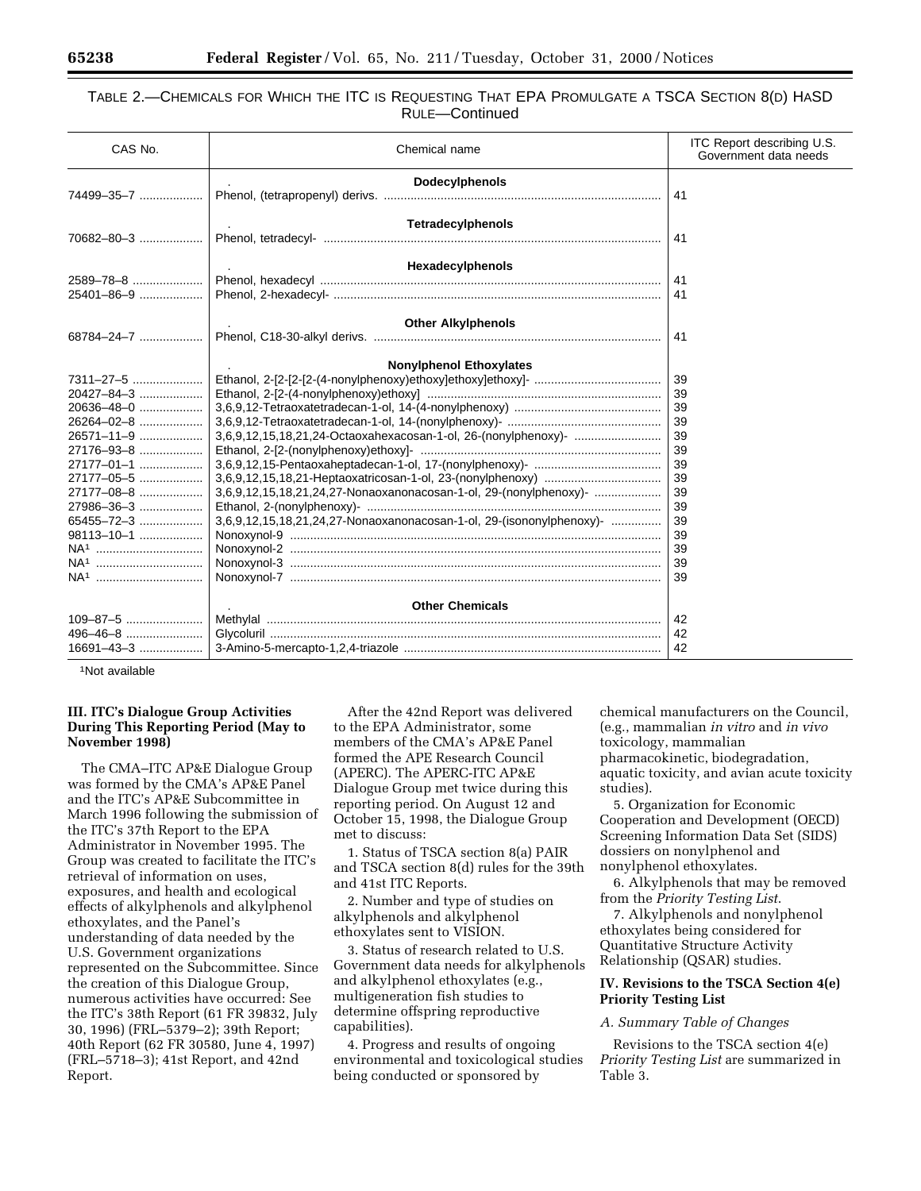TABLE 2.—CHEMICALS FOR WHICH THE ITC IS REQUESTING THAT EPA PROMULGATE A TSCA SECTION 8(D) HASD RULE—Continued

| CAS No. | Chemical name | ITC Report describing U.S. Government data needs |
|---|---|---|
| | **Dodecylphenols** | |
| 74499–35–7 | Phenol, (tetrapropenyl) derivs. | 41 |
| | **Tetradecylphenols** | |
| 70682–80–3 | Phenol, tetradecyl- | 41 |
| | **Hexadecylphenols** | |
| 2589–78–8 | Phenol, hexadecyl | 41 |
| 25401–86–9 | Phenol, 2-hexadecyl- | 41 |
| | **Other Alkylphenols** | |
| 68784–24–7 | Phenol, C18-30-alkyl derivs. | 41 |
| | **Nonylphenol Ethoxylates** | |
| 7311–27–5 | Ethanol, 2-[2-[2-[2-(4-nonylphenoxy)ethoxy]ethoxy]ethoxy]- | 39 |
| 20427–84–3 | Ethanol, 2-[2-(4-nonylphenoxy)ethoxy] | 39 |
| 20636–48–0 | 3,6,9,12-Tetraoxatetradecan-1-ol, 14-(4-nonylphenoxy) | 39 |
| 26264–02–8 | 3,6,9,12-Tetraoxatetradecan-1-ol, 14-(nonylphenoxy)- | 39 |
| 26571–11–9 | 3,6,9,12,15,18,21,24-Octaoxahexacosan-1-ol, 26-(nonylphenoxy)- | 39 |
| 27176–93–8 | Ethanol, 2-[2-(nonylphenoxy)ethoxy]- | 39 |
| 27177–01–1 | 3,6,9,12,15-Pentaoxaheptadecan-1-ol, 17-(nonylphenoxy)- | 39 |
| 27177–05–5 | 3,6,9,12,15,18,21-Heptaoxatricosan-1-ol, 23-(nonylphenoxy) | 39 |
| 27177–08–8 | 3,6,9,12,15,18,21,24,27-Nonaoxanonacosan-1-ol, 29-(nonylphenoxy)- | 39 |
| 27986–36–3 | Ethanol, 2-(nonylphenoxy)- | 39 |
| 65455–72–3 | 3,6,9,12,15,18,21,24,27-Nonaoxanonacosan-1-ol, 29-(isononylphenoxy)- | 39 |
| 98113–10–1 | Nonoxynol-9 | 39 |
| NA[1] | Nonoxynol-2 | 39 |
| NA[1] | Nonoxynol-3 | 39 |
| NA[1] | Nonoxynol-7 | 39 |
| | **Other Chemicals** | |
| 109–87–5 | Methylal | 42 |
| 496–46–8 | Glycoluril | 42 |
| 16691–43–3 | 3-Amino-5-mercapto-1,2,4-triazole | 42 |

[1]Not available

## III. ITC's Dialogue Group Activities During This Reporting Period (May to November 1998)

The CMA–ITC AP&E Dialogue Group was formed by the CMA's AP&E Panel and the ITC's AP&E Subcommittee in March 1996 following the submission of the ITC's 37th Report to the EPA Administrator in November 1995. The Group was created to facilitate the ITC's retrieval of information on uses, exposures, and health and ecological effects of alkylphenols and alkylphenol ethoxylates, and the Panel's understanding of data needed by the U.S. Government organizations represented on the Subcommittee. Since the creation of this Dialogue Group, numerous activities have occurred: See the ITC's 38th Report (61 FR 39832, July 30, 1996) (FRL–5379–2); 39th Report; 40th Report (62 FR 30580, June 4, 1997) (FRL–5718–3); 41st Report, and 42nd Report.

After the 42nd Report was delivered to the EPA Administrator, some members of the CMA's AP&E Panel formed the APE Research Council (APERC). The APERC-ITC AP&E Dialogue Group met twice during this reporting period. On August 12 and October 15, 1998, the Dialogue Group met to discuss:

1. Status of TSCA section 8(a) PAIR and TSCA section 8(d) rules for the 39th and 41st ITC Reports.

2. Number and type of studies on alkylphenols and alkylphenol ethoxylates sent to VISION.

3. Status of research related to U.S. Government data needs for alkylphenols and alkylphenol ethoxylates (e.g., multigeneration fish studies to determine offspring reproductive capabilities).

4. Progress and results of ongoing environmental and toxicological studies being conducted or sponsored by chemical manufacturers on the Council, (e.g., mammalian *in vitro* and *in vivo* toxicology, mammalian pharmacokinetic, biodegradation, aquatic toxicity, and avian acute toxicity studies).

5. Organization for Economic Cooperation and Development (OECD) Screening Information Data Set (SIDS) dossiers on nonylphenol and nonylphenol ethoxylates.

6. Alkylphenols that may be removed from the *Priority Testing List*.

7. Alkylphenols and nonylphenol ethoxylates being considered for Quantitative Structure Activity Relationship (QSAR) studies.

## IV. Revisions to the TSCA Section 4(e) Priority Testing List

### *A. Summary Table of Changes*

Revisions to the TSCA section 4(e) *Priority Testing List* are summarized in Table 3.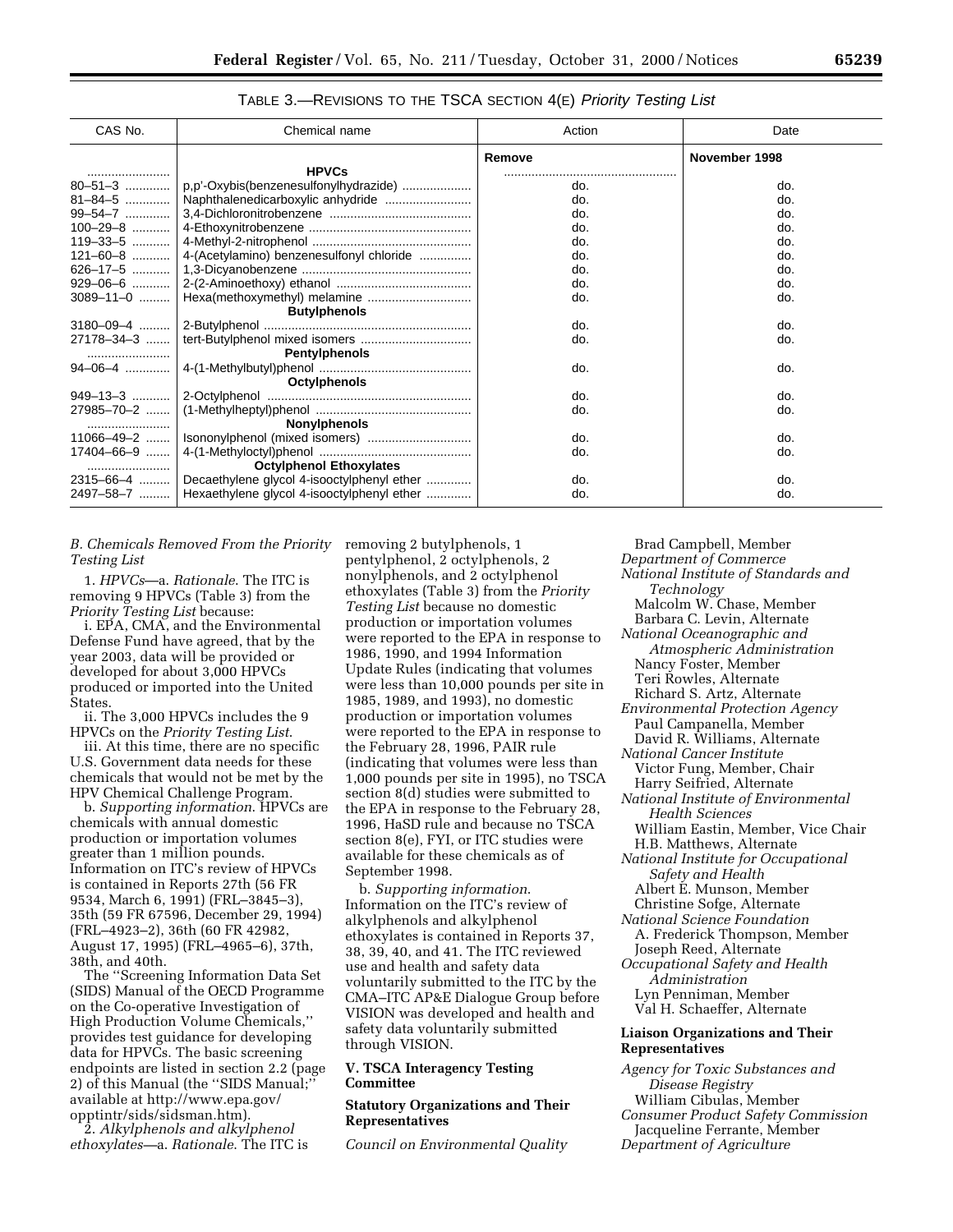TABLE 3.—REVISIONS TO THE TSCA SECTION 4(E) *Priority Testing List*

| CAS No. | Chemical name | Action | Date |
|---|---|---|---|
| | | **Remove** | **November 1998** |
| | **HPVCs** | | |
| 80–51–3 | p,p'-Oxybis(benzenesulfonylhydrazide) | do. | do. |
| 81–84–5 | Naphthalenedicarboxylic anhydride | do. | do. |
| 99–54–7 | 3,4-Dichloronitrobenzene | do. | do. |
| 100–29–8 | 4-Ethoxynitrobenzene | do. | do. |
| 119–33–5 | 4-Methyl-2-nitrophenol | do. | do. |
| 121–60–8 | 4-(Acetylamino) benzenesulfonyl chloride | do. | do. |
| 626–17–5 | 1,3-Dicyanobenzene | do. | do. |
| 929–06–6 | 2-(2-Aminoethoxy) ethanol | do. | do. |
| 3089–11–0 | Hexa(methoxymethyl) melamine | do. | do. |
| | **Butylphenols** | | |
| 3180–09–4 | 2-Butylphenol | do. | do. |
| 27178–34–3 | tert-Butylphenol mixed isomers | do. | do. |
| | **Pentylphenols** | | |
| 94–06–4 | 4-(1-Methylbutyl)phenol | do. | do. |
| | **Octylphenols** | | |
| 949–13–3 | 2-Octylphenol | do. | do. |
| 27985–70–2 | (1-Methylheptyl)phenol | do. | do. |
| | **Nonylphenols** | | |
| 11066–49–2 | Isononylphenol (mixed isomers) | do. | do. |
| 17404–66–9 | 4-(1-Methyloctyl)phenol | do. | do. |
| | **Octylphenol Ethoxylates** | | |
| 2315–66–4 | Decaethylene glycol 4-isooctylphenyl ether | do. | do. |
| 2497–58–7 | Hexaethylene glycol 4-isooctylphenyl ether | do. | do. |

### *B. Chemicals Removed From the Priority Testing List*

1. *HPVCs*—a. *Rationale*. The ITC is removing 9 HPVCs (Table 3) from the *Priority Testing List* because:

i. EPA, CMA, and the Environmental Defense Fund have agreed, that by the year 2003, data will be provided or developed for about 3,000 HPVCs produced or imported into the United States.

ii. The 3,000 HPVCs includes the 9 HPVCs on the *Priority Testing List*.

iii. At this time, there are no specific U.S. Government data needs for these chemicals that would not be met by the HPV Chemical Challenge Program.

b. *Supporting information*. HPVCs are chemicals with annual domestic production or importation volumes greater than 1 million pounds. Information on ITC's review of HPVCs is contained in Reports 27th (56 FR 9534, March 6, 1991) (FRL–3845–3), 35th (59 FR 67596, December 29, 1994) (FRL–4923–2), 36th (60 FR 42982, August 17, 1995) (FRL–4965–6), 37th, 38th, and 40th.

The ''Screening Information Data Set (SIDS) Manual of the OECD Programme on the Co-operative Investigation of High Production Volume Chemicals,'' provides test guidance for developing data for HPVCs. The basic screening endpoints are listed in section 2.2 (page 2) of this Manual (the ''SIDS Manual;'' available at http://www.epa.gov/opptintr/sids/sidsman.htm).

2. *Alkylphenols and alkylphenol ethoxylates*—a. *Rationale*. The ITC is removing 2 butylphenols, 1 pentylphenol, 2 octylphenols, 2 nonylphenols, and 2 octylphenol ethoxylates (Table 3) from the *Priority Testing List* because no domestic production or importation volumes were reported to the EPA in response to 1986, 1990, and 1994 Information Update Rules (indicating that volumes were less than 10,000 pounds per site in 1985, 1989, and 1993), no domestic production or importation volumes were reported to the EPA in response to the February 28, 1996, PAIR rule (indicating that volumes were less than 1,000 pounds per site in 1995), no TSCA section 8(d) studies were submitted to the EPA in response to the February 28, 1996, HaSD rule and because no TSCA section 8(e), FYI, or ITC studies were available for these chemicals as of September 1998.

b. *Supporting information*. Information on the ITC's review of alkylphenols and alkylphenol ethoxylates is contained in Reports 37, 38, 39, 40, and 41. The ITC reviewed use and health and safety data voluntarily submitted to the ITC by the CMA–ITC AP&E Dialogue Group before VISION was developed and health and safety data voluntarily submitted through VISION.

## V. TSCA Interagency Testing Committee

### Statutory Organizations and Their Representatives

*Council on Environmental Quality*
Brad Campbell, Member
*Department of Commerce*
*National Institute of Standards and Technology*
Malcolm W. Chase, Member
Barbara C. Levin, Alternate
*National Oceanographic and Atmospheric Administration*
Nancy Foster, Member
Teri Rowles, Alternate
Richard S. Artz, Alternate
*Environmental Protection Agency*
Paul Campanella, Member
David R. Williams, Alternate
*National Cancer Institute*
Victor Fung, Member, Chair
Harry Seifried, Alternate
*National Institute of Environmental Health Sciences*
William Eastin, Member, Vice Chair
H.B. Matthews, Alternate
*National Institute for Occupational Safety and Health*
Albert E. Munson, Member
Christine Sofge, Alternate
*National Science Foundation*
A. Frederick Thompson, Member
Joseph Reed, Alternate
*Occupational Safety and Health Administration*
Lyn Penniman, Member
Val H. Schaeffer, Alternate

### Liaison Organizations and Their Representatives

*Agency for Toxic Substances and Disease Registry*
William Cibulas, Member
*Consumer Product Safety Commission*
Jacqueline Ferrante, Member
*Department of Agriculture*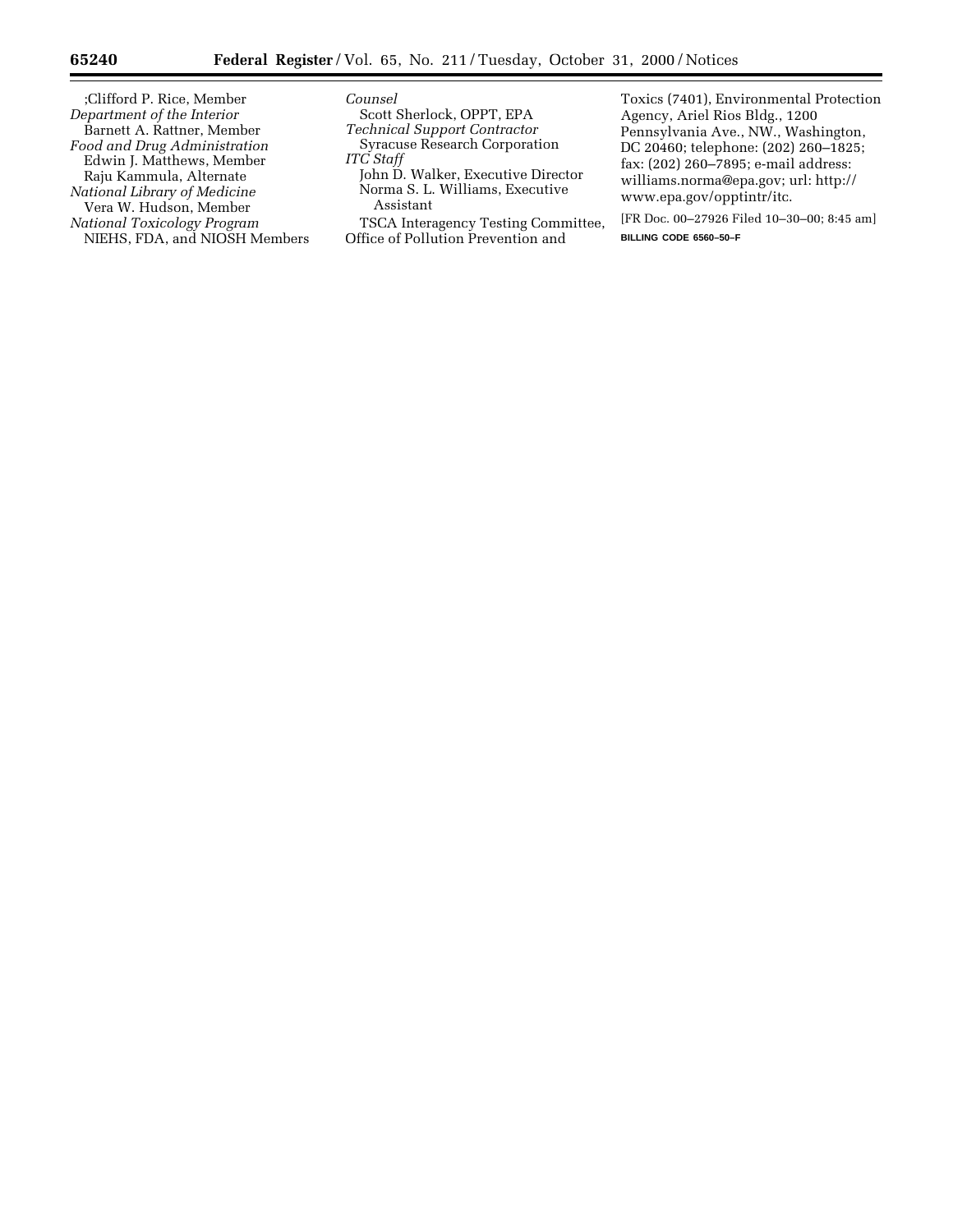;Clifford P. Rice, Member

*Department of the Interior*

Barnett A. Rattner, Member

*Food and Drug Administration*

Edwin J. Matthews, Member

Raju Kammula, Alternate

*National Library of Medicine*

Vera W. Hudson, Member

*National Toxicology Program*

NIEHS, FDA, and NIOSH Members

*Counsel*

Scott Sherlock, OPPT, EPA

*Technical Support Contractor*

Syracuse Research Corporation

*ITC Staff*

John D. Walker, Executive Director

Norma S. L. Williams, Executive Assistant

TSCA Interagency Testing Committee, Office of Pollution Prevention and Toxics (7401), Environmental Protection Agency, Ariel Rios Bldg., 1200 Pennsylvania Ave., NW., Washington, DC 20460; telephone: (202) 260–1825; fax: (202) 260–7895; e-mail address: williams.norma@epa.gov; url: http://www.epa.gov/opptintr/itc.

[FR Doc. 00–27926 Filed 10–30–00; 8:45 am]

**BILLING CODE 6560–50–F**